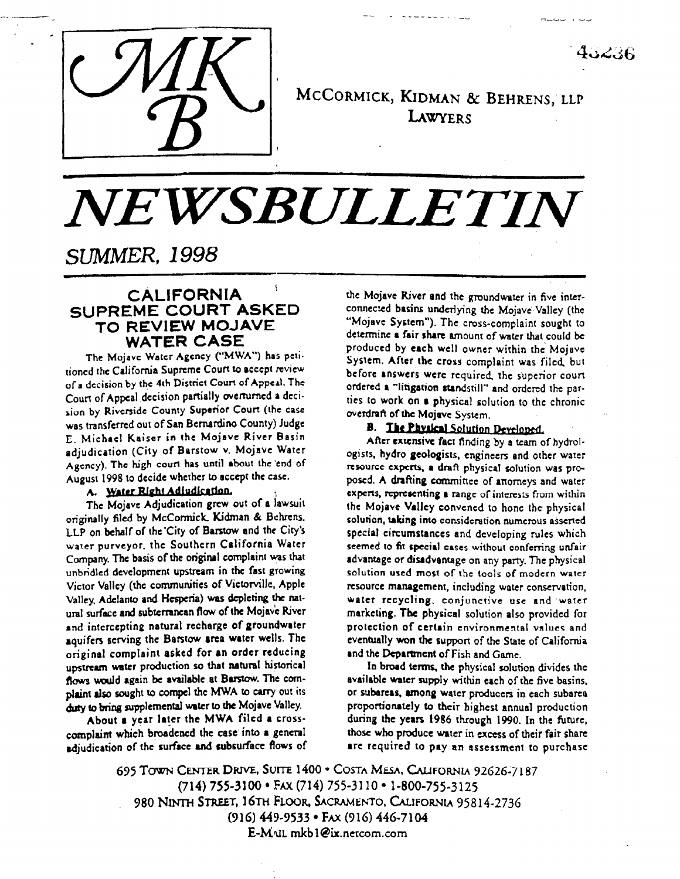# McCormick, Kidman & Behrens, LLP

**Lawyers**

# NEWSBULLETIN

## SUMMER, 1998

## CALIFORNIA SUPREME COURT ASKED TO REVIEW MOJAVE WATER CASE

The Mojave Water Agency ("MWA") has petitioned the California Supreme Court to accept review of a decision by the 4th District Court of Appeal. The Court of Appeal decision partially overturned a decision by Riverside County Superior Court (the case was transferred out of San Bernardino County) Judge E. Michael Kaiser in the Mojave River Basin adjudication (City of Barstow v. Mojave Water Agency). The high court has until about the end of August 1998 to decide whether to accept the case.

### A. Water Right Adjudication.

The Mojave Adjudication grew out of a lawsuit originally filed by McCormick, Kidman & Behrens, LLP on behalf of the City of Barstow and the City's water purveyor, the Southern California Water Company. The basis of the original complaint was that unbridled development upstream in the fast growing Victor Valley (the communities of Victorville, Apple Valley, Adelanto and Hesperia) was depleting the natural surface and subterranean flow of the Mojave River and intercepting natural recharge of groundwater aquifers serving the Barstow area water wells. The original complaint asked for an order reducing upstream water production so that natural historical flows would again be available at Barstow. The complaint also sought to compel the MWA to carry out its duty to bring supplemental water to the Mojave Valley.

About a year later the MWA filed a cross-complaint which broadened the case into a general adjudication of the surface and subsurface flows of the Mojave River and the groundwater in five interconnected basins underlying the Mojave Valley (the "Mojave System"). The cross-complaint sought to determine a fair share amount of water that could be produced by each well owner within the Mojave System. After the cross complaint was filed, but before answers were required, the superior court ordered a "litigation standstill" and ordered the parties to work on a physical solution to the chronic overdraft of the Mojave System.

### B. The Physical Solution Developed.

After extensive fact finding by a team of hydrologists, hydro geologists, engineers and other water resource experts, a draft physical solution was proposed. A drafting committee of attorneys and water experts, representing a range of interests from within the Mojave Valley convened to hone the physical solution, taking into consideration numerous asserted special circumstances and developing rules which seemed to fit special cases without conferring unfair advantage or disadvantage on any party. The physical solution used most of the tools of modern water resource management, including water conservation, water recycling, conjunctive use and water marketing. The physical solution also provided for protection of certain environmental values and eventually won the support of the State of California and the Department of Fish and Game.

In broad terms, the physical solution divides the available water supply within each of the five basins, or subareas, among water producers in each subarea proportionately to their highest annual production during the years 1986 through 1990. In the future, those who produce water in excess of their fair share are required to pay an assessment to purchase

695 Town Center Drive, Suite 1400 • Costa Mesa, California 92626-7187
(714) 755-3100 • Fax (714) 755-3110 • 1-800-755-3125
980 Ninth Street, 16th Floor, Sacramento, California 95814-2736
(916) 449-9533 • Fax (916) 446-7104
E-Mail mkb1@ix.netcom.com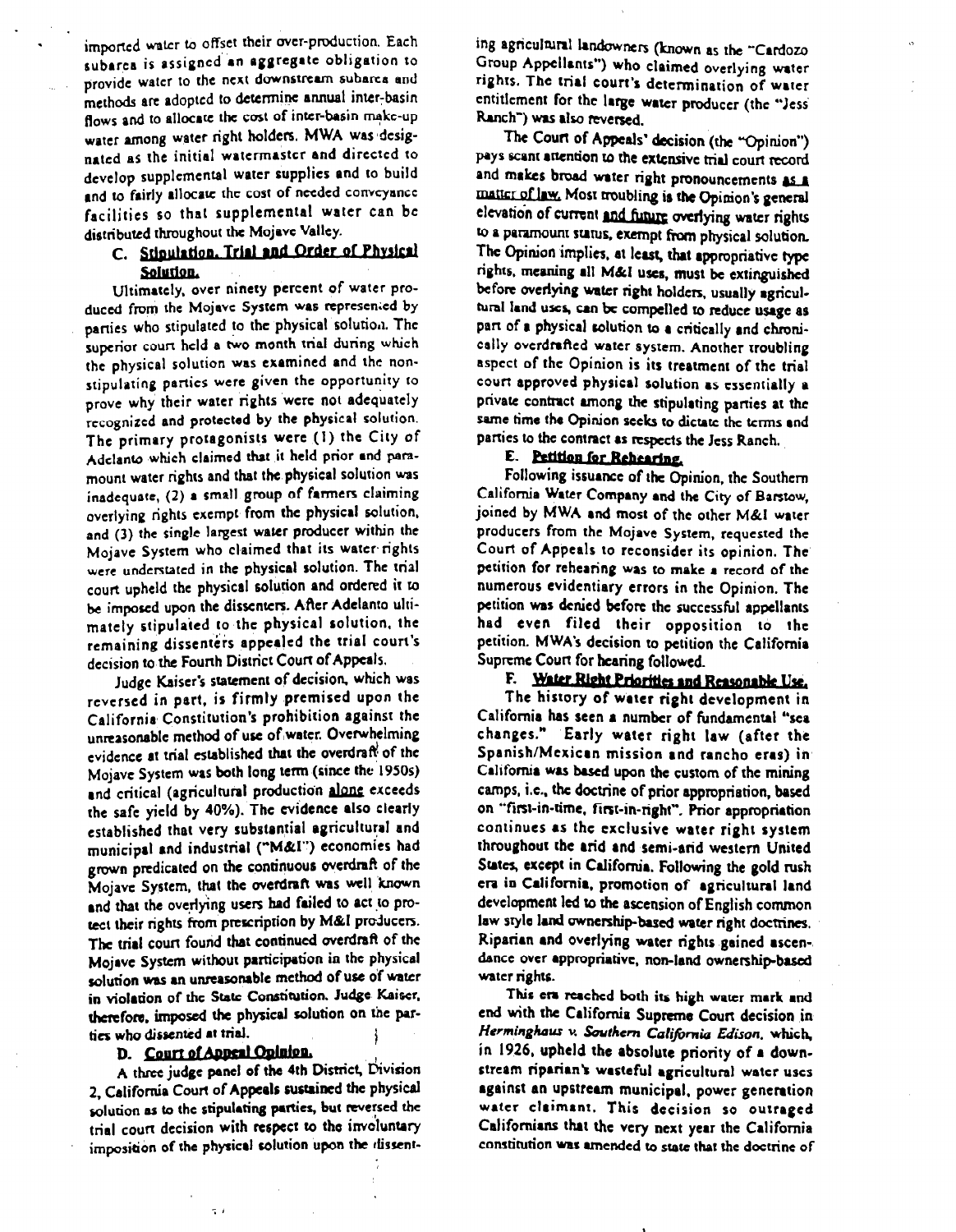imported water to offset their over-production. Each subarea is assigned an aggregate obligation to provide water to the next downstream subarea and methods are adopted to determine annual inter-basin flows and to allocate the cost of inter-basin make-up water among water right holders. MWA was designated as the initial watermaster and directed to develop supplemental water supplies and to build and to fairly allocate the cost of needed conveyance facilities so that supplemental water can be distributed throughout the Mojave Valley.

### C. Stipulation, Trial and Order of Physical Solution.

Ultimately, over ninety percent of water produced from the Mojave System was represented by parties who stipulated to the physical solution. The superior court held a two month trial during which the physical solution was examined and the non-stipulating parties were given the opportunity to prove why their water rights were not adequately recognized and protected by the physical solution. The primary protagonists were (1) the City of Adelanto which claimed that it held prior and paramount water rights and that the physical solution was inadequate, (2) a small group of farmers claiming overlying rights exempt from the physical solution, and (3) the single largest water producer within the Mojave System who claimed that its water rights were understated in the physical solution. The trial court upheld the physical solution and ordered it to be imposed upon the dissenters. After Adelanto ultimately stipulated to the physical solution, the remaining dissenters appealed the trial court's decision to the Fourth District Court of Appeals.

Judge Kaiser's statement of decision, which was reversed in part, is firmly premised upon the California Constitution's prohibition against the unreasonable method of use of water. Overwhelming evidence at trial established that the overdraft of the Mojave System was both long term (since the 1950s) and critical (agricultural production alone exceeds the safe yield by 40%). The evidence also clearly established that very substantial agricultural and municipal and industrial ("M&I") economies had grown predicated on the continuous overdraft of the Mojave System, that the overdraft was well known and that the overlying users had failed to act to protect their rights from prescription by M&I producers. The trial court found that continued overdraft of the Mojave System without participation in the physical solution was an unreasonable method of use of water in violation of the State Constitution. Judge Kaiser, therefore, imposed the physical solution on the parties who dissented at trial.

### D. Court of Appeal Opinion.

A three judge panel of the 4th District, Division 2, California Court of Appeals sustained the physical solution as to the stipulating parties, but reversed the trial court decision with respect to the involuntary imposition of the physical solution upon the dissenting agricultural landowners (known as the "Cardozo Group Appellants") who claimed overlying water rights. The trial court's determination of water entitlement for the large water producer (the "Jess Ranch") was also reversed.

The Court of Appeals' decision (the "Opinion") pays scant attention to the extensive trial court record and makes broad water right pronouncements as a matter of law. Most troubling is the Opinion's general elevation of current and future overlying water rights to a paramount status, exempt from physical solution. The Opinion implies, at least, that appropriative type rights, meaning all M&I uses, must be extinguished before overlying water right holders, usually agricultural land uses, can be compelled to reduce usage as part of a physical solution to a critically and chronically overdrafted water system. Another troubling aspect of the Opinion is its treatment of the trial court approved physical solution as essentially a private contract among the stipulating parties at the same time the Opinion seeks to dictate the terms and parties to the contract as respects the Jess Ranch.

### E. Petition for Rehearing.

Following issuance of the Opinion, the Southern California Water Company and the City of Barstow, joined by MWA and most of the other M&I water producers from the Mojave System, requested the Court of Appeals to reconsider its opinion. The petition for rehearing was to make a record of the numerous evidentiary errors in the Opinion. The petition was denied before the successful appellants had even filed their opposition to the petition. MWA's decision to petition the California Supreme Court for hearing followed.

### F. Water Right Priorities and Reasonable Use.

The history of water right development in California has seen a number of fundamental "sea changes." Early water right law (after the Spanish/Mexican mission and rancho eras) in California was based upon the custom of the mining camps, i.e., the doctrine of prior appropriation, based on "first-in-time, first-in-right". Prior appropriation continues as the exclusive water right system throughout the arid and semi-arid western United States, except in California. Following the gold rush era in California, promotion of agricultural land development led to the ascension of English common law style land ownership-based water right doctrines. Riparian and overlying water rights gained ascendance over appropriative, non-land ownership-based water rights.

This era reached both its high water mark and end with the California Supreme Court decision in *Herminghaus v. Southern California Edison*, which, in 1926, upheld the absolute priority of a downstream riparian's wasteful agricultural water uses against an upstream municipal, power generation water claimant. This decision so outraged Californians that the very next year the California constitution was amended to state that the doctrine of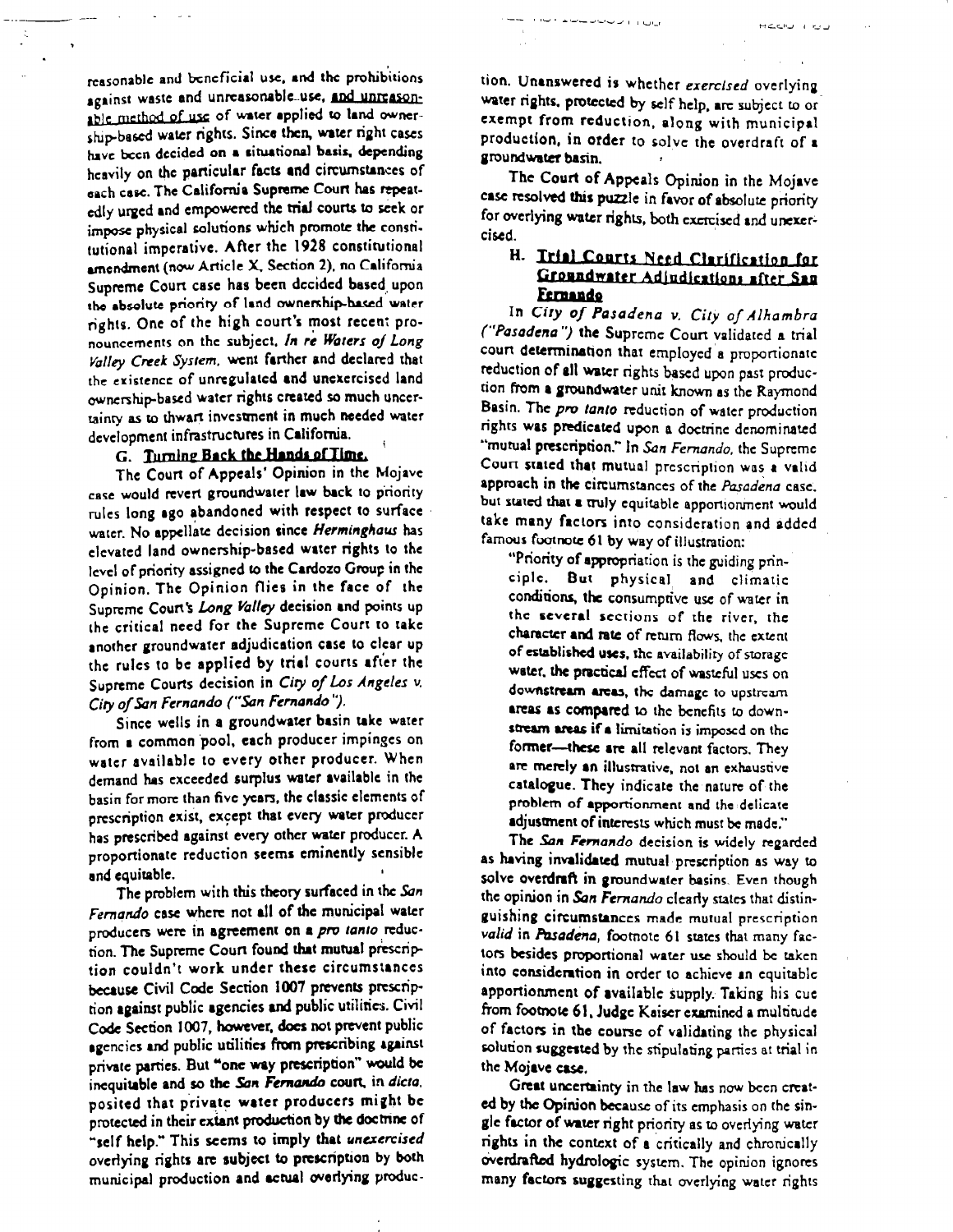reasonable and beneficial use, and the prohibitions against waste and unreasonable use, and unreasonable method of use of water applied to land ownership-based water rights. Since then, water right cases have been decided on a situational basis, depending heavily on the particular facts and circumstances of each case. The California Supreme Court has repeatedly urged and empowered the trial courts to seek or impose physical solutions which promote the constitutional imperative. After the 1928 constitutional amendment (now Article X, Section 2), no California Supreme Court case has been decided based upon the absolute priority of land ownership-based water rights. One of the high court's most recent pronouncements on the subject, *In re Waters of Long Valley Creek System*, went farther and declared that the existence of unregulated and unexercised land ownership-based water rights created so much uncertainty as to thwart investment in much needed water development infrastructures in California.

### G. Turning Back the Hands of Time.

The Court of Appeals' Opinion in the Mojave case would revert groundwater law back to priority rules long ago abandoned with respect to surface water. No appellate decision since *Herminghaus* has elevated land ownership-based water rights to the level of priority assigned to the Cardozo Group in the Opinion. The Opinion flies in the face of the Supreme Court's *Long Valley* decision and points up the critical need for the Supreme Court to take another groundwater adjudication case to clear up the rules to be applied by trial courts after the Supreme Courts decision in *City of Los Angeles v. City of San Fernando ("San Fernando")*.

Since wells in a groundwater basin take water from a common pool, each producer impinges on water available to every other producer. When demand has exceeded surplus water available in the basin for more than five years, the classic elements of prescription exist, except that every water producer has prescribed against every other water producer. A proportionate reduction seems eminently sensible and equitable.

The problem with this theory surfaced in the *San Fernando* case where not all of the municipal water producers were in agreement on a *pro tanto* reduction. The Supreme Court found that mutual prescription couldn't work under these circumstances because Civil Code Section 1007 prevents prescription against public agencies and public utilities. Civil Code Section 1007, however, does not prevent public agencies and public utilities from prescribing against private parties. But "one way prescription" would be inequitable and so the *San Fernando* court, in *dicta*, posited that private water producers might be protected in their extant production by the doctrine of "self help." This seems to imply that *unexercised* overlying rights are subject to prescription by both municipal production and actual overlying production. Unanswered is whether *exercised* overlying water rights, protected by self help, are subject to or exempt from reduction, along with municipal production, in order to solve the overdraft of a groundwater basin.

The Court of Appeals Opinion in the Mojave case resolved this puzzle in favor of absolute priority for overlying water rights, both exercised and unexercised.

### H. Trial Courts Need Clarification for Groundwater Adjudications after San Fernando

In *City of Pasadena v. City of Alhambra ("Pasadena")* the Supreme Court validated a trial court determination that employed a proportionate reduction of all water rights based upon past production from a groundwater unit known as the Raymond Basin. The *pro tanto* reduction of water production rights was predicated upon a doctrine denominated "mutual prescription." In *San Fernando*, the Supreme Court stated that mutual prescription was a valid approach in the circumstances of the *Pasadena* case, but stated that a truly equitable apportionment would take many factors into consideration and added famous footnote 61 by way of illustration:

> "Priority of appropriation is the guiding principle. But physical and climatic conditions, the consumptive use of water in the several sections of the river, the character and rate of return flows, the extent of established uses, the availability of storage water, the practical effect of wasteful uses on downstream areas, the damage to upstream areas as compared to the benefits to downstream areas if a limitation is imposed on the former—these are all relevant factors. They are merely an illustrative, not an exhaustive catalogue. They indicate the nature of the problem of apportionment and the delicate adjustment of interests which must be made."

The *San Fernando* decision is widely regarded as having invalidated mutual prescription as way to solve overdraft in groundwater basins. Even though the opinion in *San Fernando* clearly states that distinguishing circumstances made mutual prescription *valid* in *Pasadena*, footnote 61 states that many factors besides proportional water use should be taken into consideration in order to achieve an equitable apportionment of available supply. Taking his cue from footnote 61, Judge Kaiser examined a multitude of factors in the course of validating the physical solution suggested by the stipulating parties at trial in the Mojave case.

Great uncertainty in the law has now been created by the Opinion because of its emphasis on the single factor of water right priority as to overlying water rights in the context of a critically and chronically overdrafted hydrologic system. The opinion ignores many factors suggesting that overlying water rights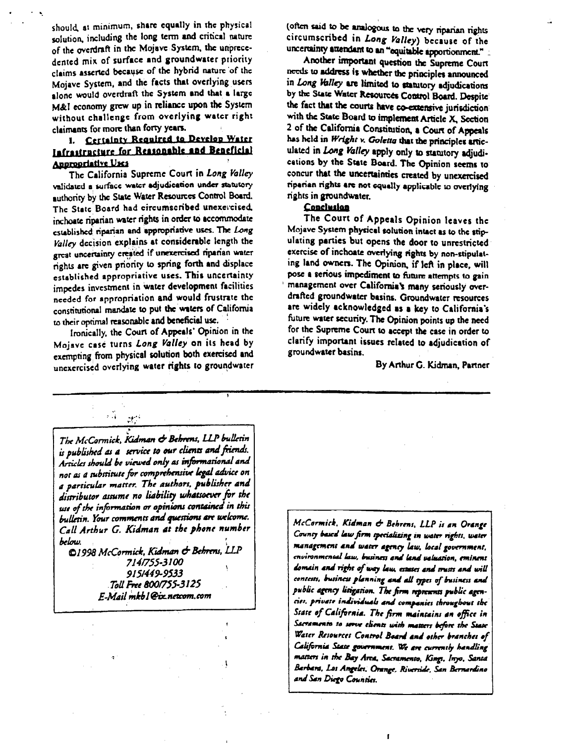should, at minimum, share equally in the physical solution, including the long term and critical nature of the overdraft in the Mojave System, the unprecedented mix of surface and groundwater priority claims asserted because of the hybrid nature of the Mojave System, and the facts that overlying users alone would overdraft the System and that a large M&I economy grew up in reliance upon the System without challenge from overlying water right claimants for more than forty years.

**1. Certainty Required to Develop Water Infrastructure for Reasonable and Beneficial Appropriative Uses**

The California Supreme Court in *Long Valley* validated a surface water adjudication under statutory authority by the State Water Resources Control Board. The State Board had circumscribed unexercised, inchoate riparian water rights in order to accommodate established riparian and appropriative uses. The *Long Valley* decision explains at considerable length the great uncertainty created if unexercised riparian water rights are given priority to spring forth and displace established appropriative uses. This uncertainty impedes investment in water development facilities needed for appropriation and would frustrate the constitutional mandate to put the waters of California to their optimal reasonable and beneficial use.

Ironically, the Court of Appeals' Opinion in the Mojave case turns *Long Valley* on its head by exempting from physical solution both exercised and unexercised overlying water rights to groundwater (often said to be analogous to the very riparian rights circumscribed in *Long Valley*) because of the uncertainty attendant to an "equitable apportionment."

Another important question the Supreme Court needs to address is whether the principles announced in *Long Valley* are limited to statutory adjudications by the State Water Resources Control Board. Despite the fact that the courts have co-extensive jurisdiction with the State Board to implement Article X, Section 2 of the California Constitution, a Court of Appeals has held in *Wright v. Goleta* that the principles articulated in *Long Valley* apply only to statutory adjudications by the State Board. The Opinion seems to concur that the uncertainties created by unexercised riparian rights are not equally applicable to overlying rights in groundwater.

**Conclusion**

The Court of Appeals Opinion leaves the Mojave System physical solution intact as to the stipulating parties but opens the door to unrestricted exercise of inchoate overlying rights by non-stipulating land owners. The Opinion, if left in place, will pose a serious impediment to future attempts to gain management over California's many seriously overdrafted groundwater basins. Groundwater resources are widely acknowledged as a key to California's future water security. The Opinion points up the need for the Supreme Court to accept the case in order to clarify important issues related to adjudication of groundwater basins.

By Arthur G. Kidman, Partner

---

*The McCormick, Kidman & Behrens, LLP bulletin is published as a service to our clients and friends. Articles should be viewed only as informational and not as a substitute for comprehensive legal advice on a particular matter. The authors, publisher and distributor assume no liability whatsoever for the use of the information or opinions contained in this bulletin. Your comments and questions are welcome. Call Arthur G. Kidman at the phone number below.*

*©1998 McCormick, Kidman & Behrens, LLP*
*714/755-3100*
*915/449-9533*
*Toll Free 800/755-3125*
*E-Mail mkb1@ix.netcom.com*

*McCormick, Kidman & Behrens, LLP is an Orange County based law firm specializing in water rights, water management and water agency law, local government, environmental law, business and land valuation, eminent domain and right of way law, estates and trusts and will contests, business planning and all types of business and public agency litigation. The firm represents public agencies, private individuals and companies throughout the State of California. The firm maintains an office in Sacramento to serve clients with matters before the State Water Resources Control Board and other branches of California State government. We are currently handling matters in the Bay Area, Sacramento, Kings, Inyo, Santa Barbara, Los Angeles, Orange, Riverside, San Bernardino and San Diego Counties.*